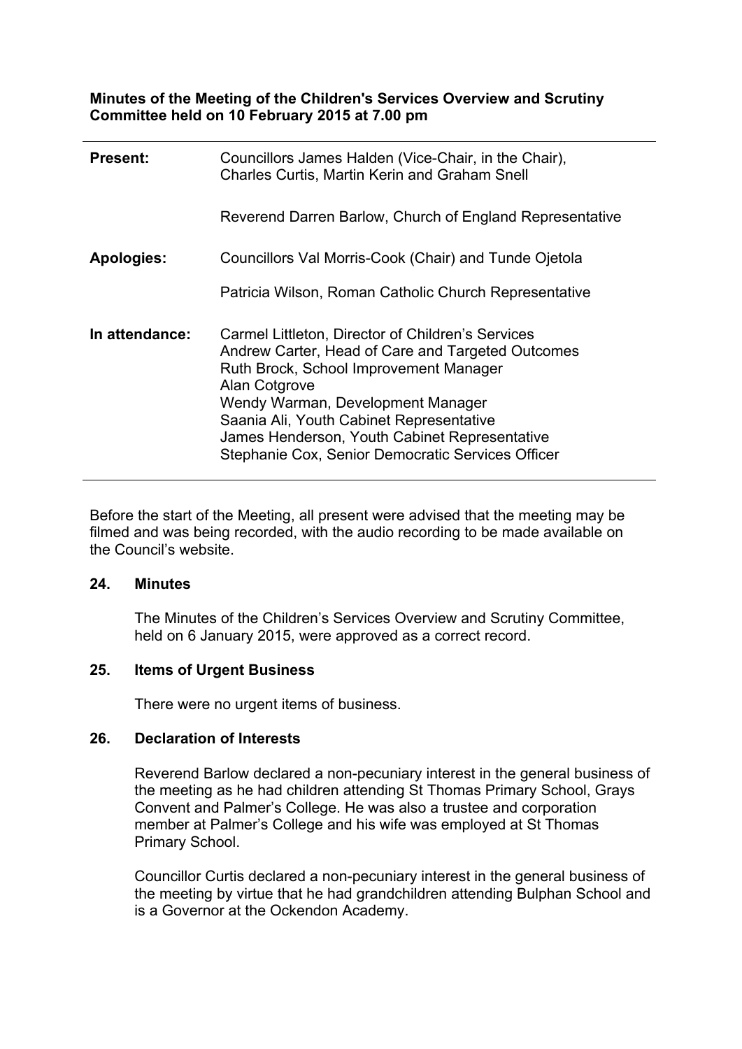**Minutes of the Meeting of the Children's Services Overview and Scrutiny Committee held on 10 February 2015 at 7.00 pm**

| | |
|---|---|
| **Present:** | Councillors James Halden (Vice-Chair, in the Chair), Charles Curtis, Martin Kerin and Graham Snell<br><br>Reverend Darren Barlow, Church of England Representative |
| **Apologies:** | Councillors Val Morris-Cook (Chair) and Tunde Ojetola<br><br>Patricia Wilson, Roman Catholic Church Representative |
| **In attendance:** | Carmel Littleton, Director of Children's Services<br>Andrew Carter, Head of Care and Targeted Outcomes<br>Ruth Brock, School Improvement Manager<br>Alan Cotgrove<br>Wendy Warman, Development Manager<br>Saania Ali, Youth Cabinet Representative<br>James Henderson, Youth Cabinet Representative<br>Stephanie Cox, Senior Democratic Services Officer |

Before the start of the Meeting, all present were advised that the meeting may be filmed and was being recorded, with the audio recording to be made available on the Council's website.

## 24. Minutes

The Minutes of the Children's Services Overview and Scrutiny Committee, held on 6 January 2015, were approved as a correct record.

## 25. Items of Urgent Business

There were no urgent items of business.

## 26. Declaration of Interests

Reverend Barlow declared a non-pecuniary interest in the general business of the meeting as he had children attending St Thomas Primary School, Grays Convent and Palmer's College. He was also a trustee and corporation member at Palmer's College and his wife was employed at St Thomas Primary School.

Councillor Curtis declared a non-pecuniary interest in the general business of the meeting by virtue that he had grandchildren attending Bulphan School and is a Governor at the Ockendon Academy.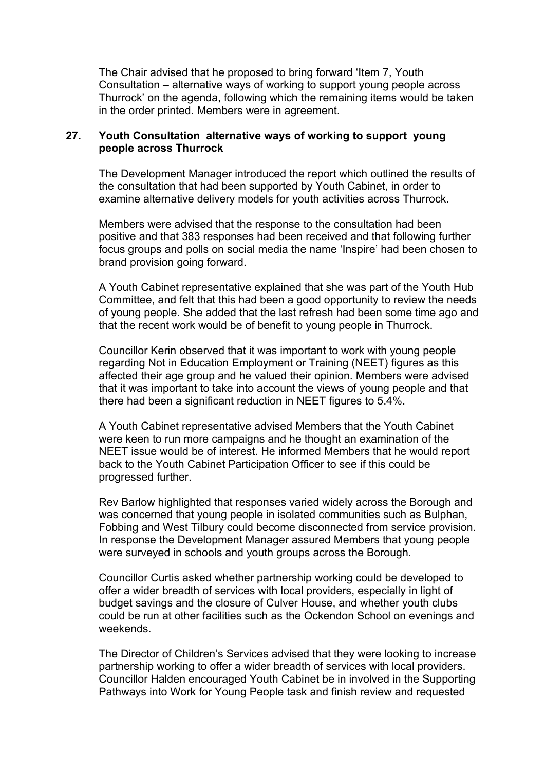The Chair advised that he proposed to bring forward 'Item 7, Youth Consultation – alternative ways of working to support young people across Thurrock' on the agenda, following which the remaining items would be taken in the order printed. Members were in agreement.

## 27. Youth Consultation alternative ways of working to support young people across Thurrock

The Development Manager introduced the report which outlined the results of the consultation that had been supported by Youth Cabinet, in order to examine alternative delivery models for youth activities across Thurrock.

Members were advised that the response to the consultation had been positive and that 383 responses had been received and that following further focus groups and polls on social media the name 'Inspire' had been chosen to brand provision going forward.

A Youth Cabinet representative explained that she was part of the Youth Hub Committee, and felt that this had been a good opportunity to review the needs of young people. She added that the last refresh had been some time ago and that the recent work would be of benefit to young people in Thurrock.

Councillor Kerin observed that it was important to work with young people regarding Not in Education Employment or Training (NEET) figures as this affected their age group and he valued their opinion. Members were advised that it was important to take into account the views of young people and that there had been a significant reduction in NEET figures to 5.4%.

A Youth Cabinet representative advised Members that the Youth Cabinet were keen to run more campaigns and he thought an examination of the NEET issue would be of interest. He informed Members that he would report back to the Youth Cabinet Participation Officer to see if this could be progressed further.

Rev Barlow highlighted that responses varied widely across the Borough and was concerned that young people in isolated communities such as Bulphan, Fobbing and West Tilbury could become disconnected from service provision. In response the Development Manager assured Members that young people were surveyed in schools and youth groups across the Borough.

Councillor Curtis asked whether partnership working could be developed to offer a wider breadth of services with local providers, especially in light of budget savings and the closure of Culver House, and whether youth clubs could be run at other facilities such as the Ockendon School on evenings and weekends.

The Director of Children's Services advised that they were looking to increase partnership working to offer a wider breadth of services with local providers. Councillor Halden encouraged Youth Cabinet be in involved in the Supporting Pathways into Work for Young People task and finish review and requested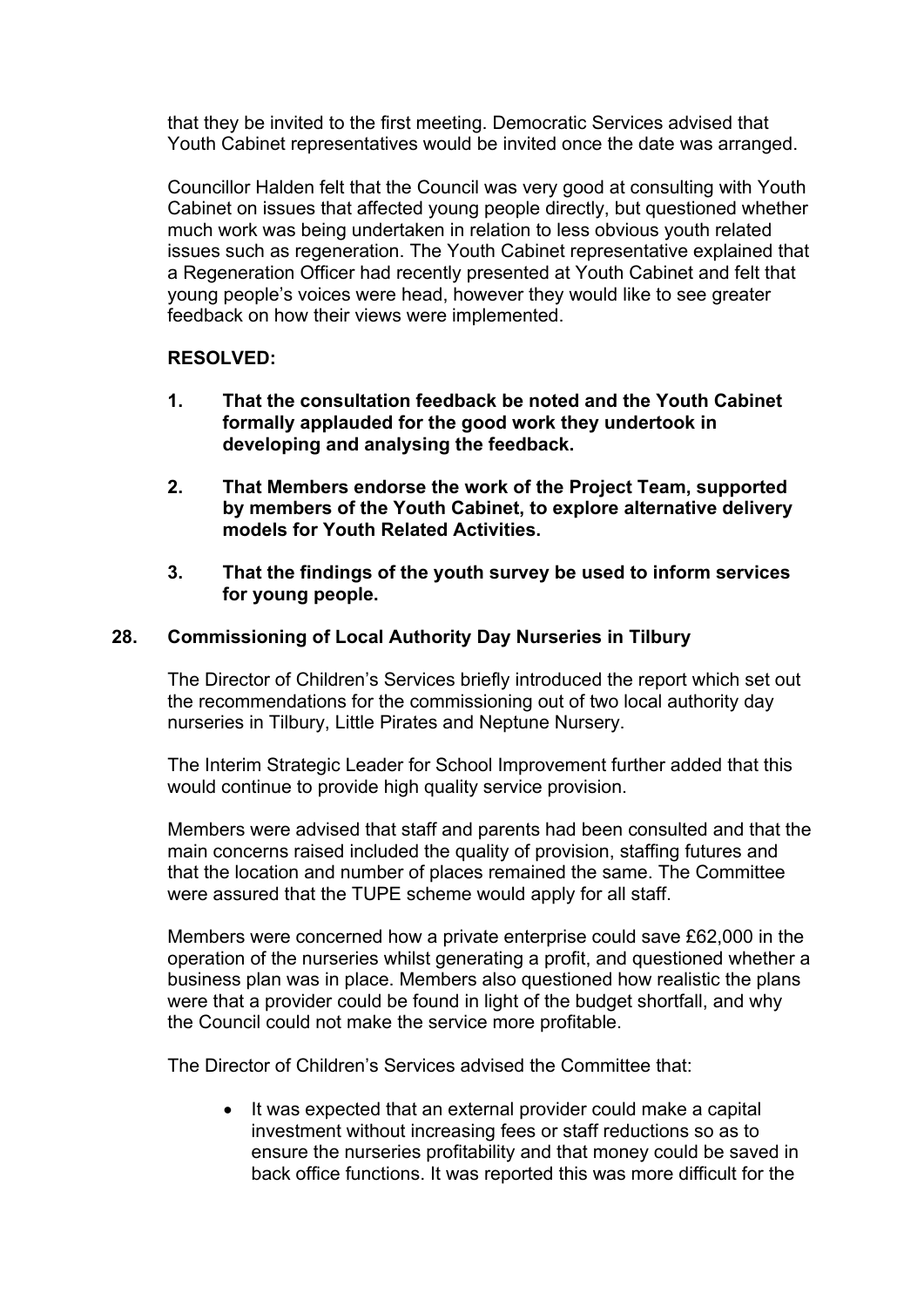that they be invited to the first meeting. Democratic Services advised that Youth Cabinet representatives would be invited once the date was arranged.

Councillor Halden felt that the Council was very good at consulting with Youth Cabinet on issues that affected young people directly, but questioned whether much work was being undertaken in relation to less obvious youth related issues such as regeneration. The Youth Cabinet representative explained that a Regeneration Officer had recently presented at Youth Cabinet and felt that young people's voices were head, however they would like to see greater feedback on how their views were implemented.

**RESOLVED:**

1. **That the consultation feedback be noted and the Youth Cabinet formally applauded for the good work they undertook in developing and analysing the feedback.**

2. **That Members endorse the work of the Project Team, supported by members of the Youth Cabinet, to explore alternative delivery models for Youth Related Activities.**

3. **That the findings of the youth survey be used to inform services for young people.**

## 28. Commissioning of Local Authority Day Nurseries in Tilbury

The Director of Children's Services briefly introduced the report which set out the recommendations for the commissioning out of two local authority day nurseries in Tilbury, Little Pirates and Neptune Nursery.

The Interim Strategic Leader for School Improvement further added that this would continue to provide high quality service provision.

Members were advised that staff and parents had been consulted and that the main concerns raised included the quality of provision, staffing futures and that the location and number of places remained the same. The Committee were assured that the TUPE scheme would apply for all staff.

Members were concerned how a private enterprise could save £62,000 in the operation of the nurseries whilst generating a profit, and questioned whether a business plan was in place. Members also questioned how realistic the plans were that a provider could be found in light of the budget shortfall, and why the Council could not make the service more profitable.

The Director of Children's Services advised the Committee that:

- It was expected that an external provider could make a capital investment without increasing fees or staff reductions so as to ensure the nurseries profitability and that money could be saved in back office functions. It was reported this was more difficult for the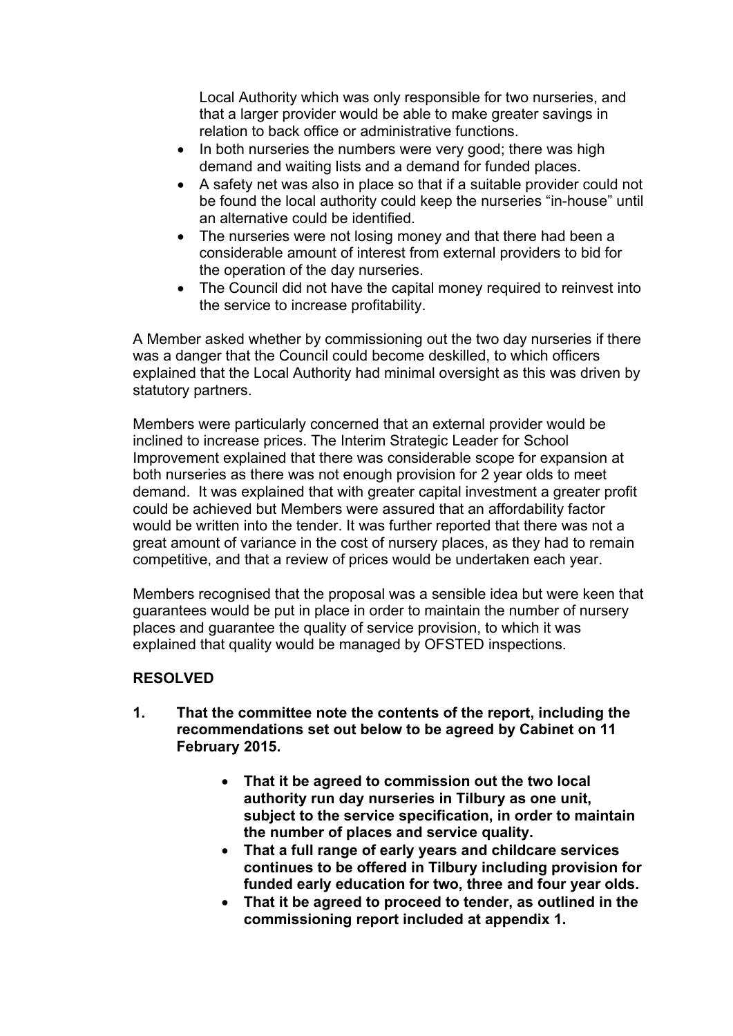Local Authority which was only responsible for two nurseries, and that a larger provider would be able to make greater savings in relation to back office or administrative functions.

- In both nurseries the numbers were very good; there was high demand and waiting lists and a demand for funded places.
- A safety net was also in place so that if a suitable provider could not be found the local authority could keep the nurseries "in-house" until an alternative could be identified.
- The nurseries were not losing money and that there had been a considerable amount of interest from external providers to bid for the operation of the day nurseries.
- The Council did not have the capital money required to reinvest into the service to increase profitability.

A Member asked whether by commissioning out the two day nurseries if there was a danger that the Council could become deskilled, to which officers explained that the Local Authority had minimal oversight as this was driven by statutory partners.

Members were particularly concerned that an external provider would be inclined to increase prices. The Interim Strategic Leader for School Improvement explained that there was considerable scope for expansion at both nurseries as there was not enough provision for 2 year olds to meet demand. It was explained that with greater capital investment a greater profit could be achieved but Members were assured that an affordability factor would be written into the tender. It was further reported that there was not a great amount of variance in the cost of nursery places, as they had to remain competitive, and that a review of prices would be undertaken each year.

Members recognised that the proposal was a sensible idea but were keen that guarantees would be put in place in order to maintain the number of nursery places and guarantee the quality of service provision, to which it was explained that quality would be managed by OFSTED inspections.

**RESOLVED**

**1. That the committee note the contents of the report, including the recommendations set out below to be agreed by Cabinet on 11 February 2015.**

- **That it be agreed to commission out the two local authority run day nurseries in Tilbury as one unit, subject to the service specification, in order to maintain the number of places and service quality.**
- **That a full range of early years and childcare services continues to be offered in Tilbury including provision for funded early education for two, three and four year olds.**
- **That it be agreed to proceed to tender, as outlined in the commissioning report included at appendix 1.**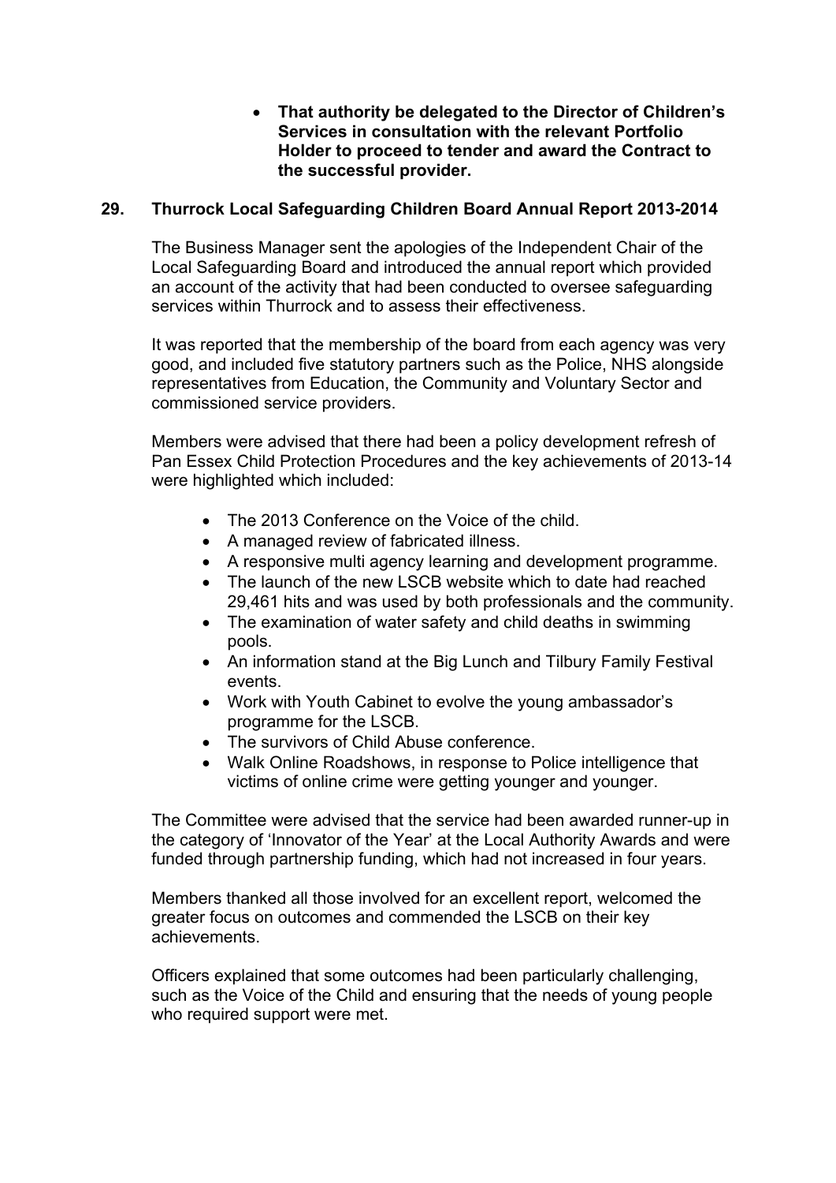- **That authority be delegated to the Director of Children's Services in consultation with the relevant Portfolio Holder to proceed to tender and award the Contract to the successful provider.**

## 29. Thurrock Local Safeguarding Children Board Annual Report 2013-2014

The Business Manager sent the apologies of the Independent Chair of the Local Safeguarding Board and introduced the annual report which provided an account of the activity that had been conducted to oversee safeguarding services within Thurrock and to assess their effectiveness.

It was reported that the membership of the board from each agency was very good, and included five statutory partners such as the Police, NHS alongside representatives from Education, the Community and Voluntary Sector and commissioned service providers.

Members were advised that there had been a policy development refresh of Pan Essex Child Protection Procedures and the key achievements of 2013-14 were highlighted which included:

- The 2013 Conference on the Voice of the child.
- A managed review of fabricated illness.
- A responsive multi agency learning and development programme.
- The launch of the new LSCB website which to date had reached 29,461 hits and was used by both professionals and the community.
- The examination of water safety and child deaths in swimming pools.
- An information stand at the Big Lunch and Tilbury Family Festival events.
- Work with Youth Cabinet to evolve the young ambassador's programme for the LSCB.
- The survivors of Child Abuse conference.
- Walk Online Roadshows, in response to Police intelligence that victims of online crime were getting younger and younger.

The Committee were advised that the service had been awarded runner-up in the category of 'Innovator of the Year' at the Local Authority Awards and were funded through partnership funding, which had not increased in four years.

Members thanked all those involved for an excellent report, welcomed the greater focus on outcomes and commended the LSCB on their key achievements.

Officers explained that some outcomes had been particularly challenging, such as the Voice of the Child and ensuring that the needs of young people who required support were met.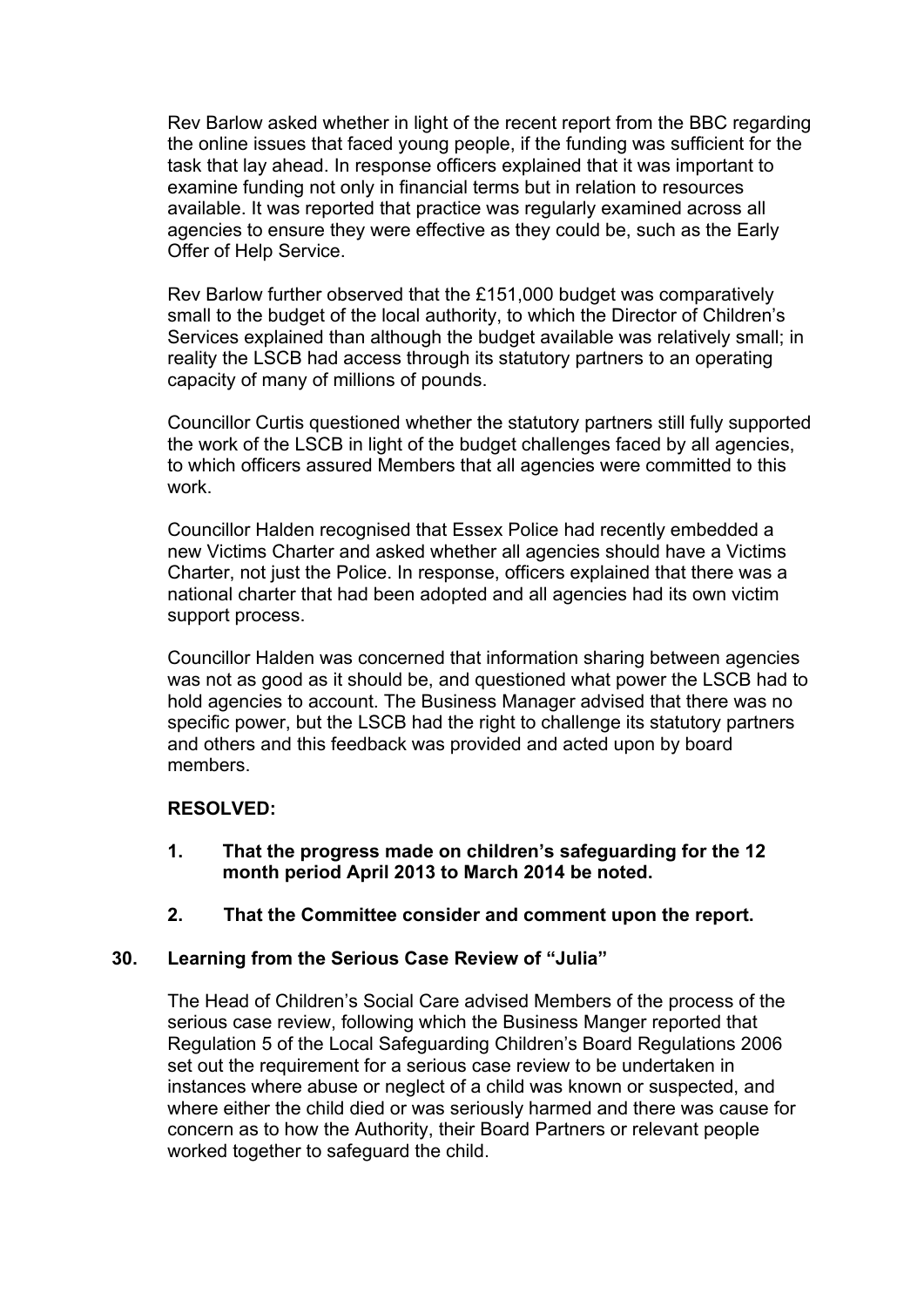Rev Barlow asked whether in light of the recent report from the BBC regarding the online issues that faced young people, if the funding was sufficient for the task that lay ahead. In response officers explained that it was important to examine funding not only in financial terms but in relation to resources available. It was reported that practice was regularly examined across all agencies to ensure they were effective as they could be, such as the Early Offer of Help Service.

Rev Barlow further observed that the £151,000 budget was comparatively small to the budget of the local authority, to which the Director of Children's Services explained than although the budget available was relatively small; in reality the LSCB had access through its statutory partners to an operating capacity of many of millions of pounds.

Councillor Curtis questioned whether the statutory partners still fully supported the work of the LSCB in light of the budget challenges faced by all agencies, to which officers assured Members that all agencies were committed to this work.

Councillor Halden recognised that Essex Police had recently embedded a new Victims Charter and asked whether all agencies should have a Victims Charter, not just the Police. In response, officers explained that there was a national charter that had been adopted and all agencies had its own victim support process.

Councillor Halden was concerned that information sharing between agencies was not as good as it should be, and questioned what power the LSCB had to hold agencies to account. The Business Manager advised that there was no specific power, but the LSCB had the right to challenge its statutory partners and others and this feedback was provided and acted upon by board members.

**RESOLVED:**

1. **That the progress made on children's safeguarding for the 12 month period April 2013 to March 2014 be noted.**

2. **That the Committee consider and comment upon the report.**

## 30. Learning from the Serious Case Review of "Julia"

The Head of Children's Social Care advised Members of the process of the serious case review, following which the Business Manger reported that Regulation 5 of the Local Safeguarding Children's Board Regulations 2006 set out the requirement for a serious case review to be undertaken in instances where abuse or neglect of a child was known or suspected, and where either the child died or was seriously harmed and there was cause for concern as to how the Authority, their Board Partners or relevant people worked together to safeguard the child.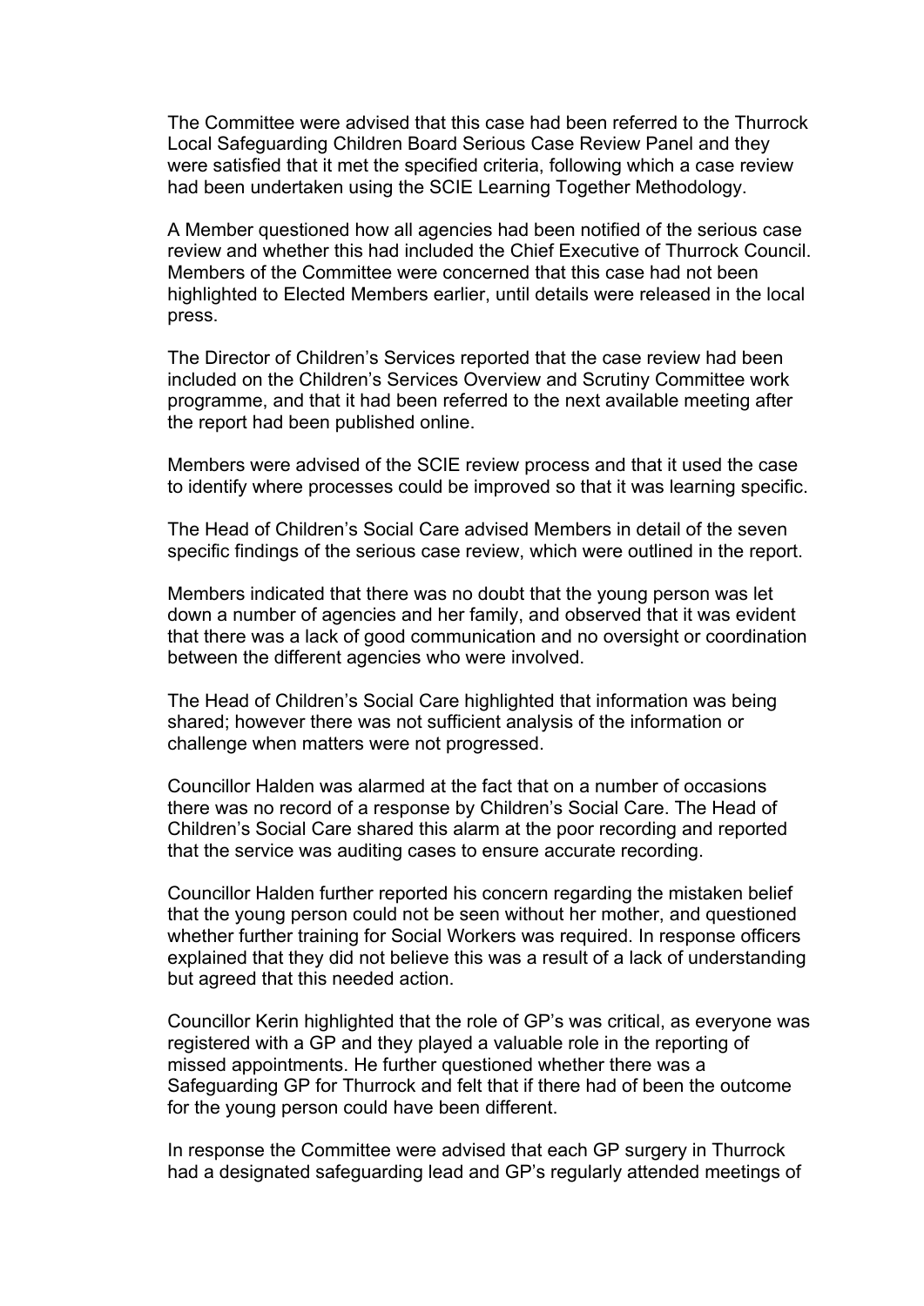The Committee were advised that this case had been referred to the Thurrock Local Safeguarding Children Board Serious Case Review Panel and they were satisfied that it met the specified criteria, following which a case review had been undertaken using the SCIE Learning Together Methodology.

A Member questioned how all agencies had been notified of the serious case review and whether this had included the Chief Executive of Thurrock Council. Members of the Committee were concerned that this case had not been highlighted to Elected Members earlier, until details were released in the local press.

The Director of Children's Services reported that the case review had been included on the Children's Services Overview and Scrutiny Committee work programme, and that it had been referred to the next available meeting after the report had been published online.

Members were advised of the SCIE review process and that it used the case to identify where processes could be improved so that it was learning specific.

The Head of Children's Social Care advised Members in detail of the seven specific findings of the serious case review, which were outlined in the report.

Members indicated that there was no doubt that the young person was let down a number of agencies and her family, and observed that it was evident that there was a lack of good communication and no oversight or coordination between the different agencies who were involved.

The Head of Children's Social Care highlighted that information was being shared; however there was not sufficient analysis of the information or challenge when matters were not progressed.

Councillor Halden was alarmed at the fact that on a number of occasions there was no record of a response by Children's Social Care. The Head of Children's Social Care shared this alarm at the poor recording and reported that the service was auditing cases to ensure accurate recording.

Councillor Halden further reported his concern regarding the mistaken belief that the young person could not be seen without her mother, and questioned whether further training for Social Workers was required. In response officers explained that they did not believe this was a result of a lack of understanding but agreed that this needed action.

Councillor Kerin highlighted that the role of GP's was critical, as everyone was registered with a GP and they played a valuable role in the reporting of missed appointments. He further questioned whether there was a Safeguarding GP for Thurrock and felt that if there had of been the outcome for the young person could have been different.

In response the Committee were advised that each GP surgery in Thurrock had a designated safeguarding lead and GP's regularly attended meetings of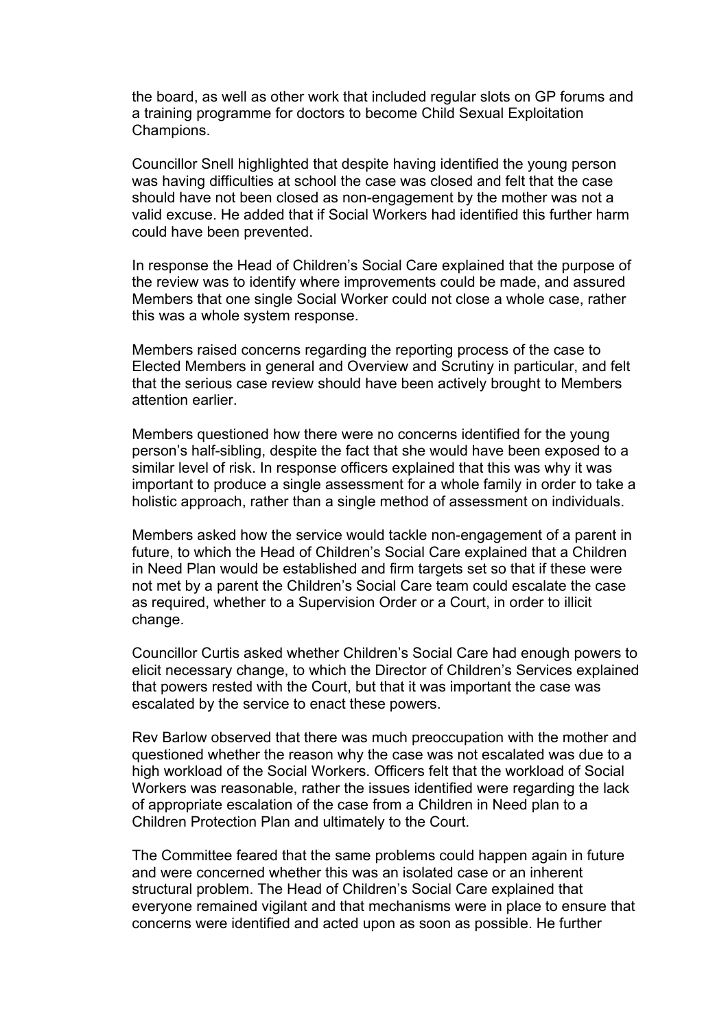the board, as well as other work that included regular slots on GP forums and a training programme for doctors to become Child Sexual Exploitation Champions.

Councillor Snell highlighted that despite having identified the young person was having difficulties at school the case was closed and felt that the case should have not been closed as non-engagement by the mother was not a valid excuse. He added that if Social Workers had identified this further harm could have been prevented.

In response the Head of Children's Social Care explained that the purpose of the review was to identify where improvements could be made, and assured Members that one single Social Worker could not close a whole case, rather this was a whole system response.

Members raised concerns regarding the reporting process of the case to Elected Members in general and Overview and Scrutiny in particular, and felt that the serious case review should have been actively brought to Members attention earlier.

Members questioned how there were no concerns identified for the young person's half-sibling, despite the fact that she would have been exposed to a similar level of risk. In response officers explained that this was why it was important to produce a single assessment for a whole family in order to take a holistic approach, rather than a single method of assessment on individuals.

Members asked how the service would tackle non-engagement of a parent in future, to which the Head of Children's Social Care explained that a Children in Need Plan would be established and firm targets set so that if these were not met by a parent the Children's Social Care team could escalate the case as required, whether to a Supervision Order or a Court, in order to illicit change.

Councillor Curtis asked whether Children's Social Care had enough powers to elicit necessary change, to which the Director of Children's Services explained that powers rested with the Court, but that it was important the case was escalated by the service to enact these powers.

Rev Barlow observed that there was much preoccupation with the mother and questioned whether the reason why the case was not escalated was due to a high workload of the Social Workers. Officers felt that the workload of Social Workers was reasonable, rather the issues identified were regarding the lack of appropriate escalation of the case from a Children in Need plan to a Children Protection Plan and ultimately to the Court.

The Committee feared that the same problems could happen again in future and were concerned whether this was an isolated case or an inherent structural problem. The Head of Children's Social Care explained that everyone remained vigilant and that mechanisms were in place to ensure that concerns were identified and acted upon as soon as possible. He further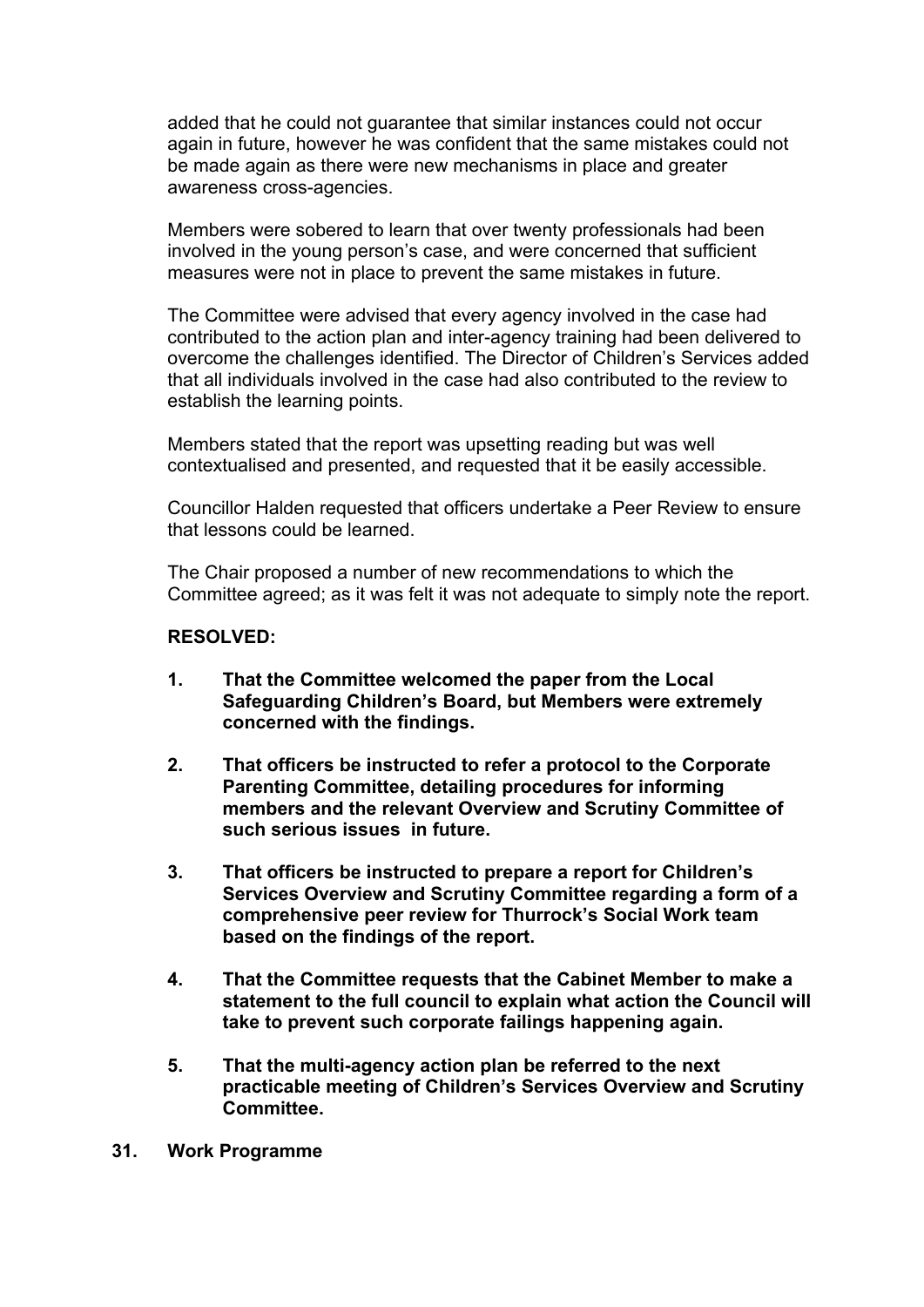added that he could not guarantee that similar instances could not occur again in future, however he was confident that the same mistakes could not be made again as there were new mechanisms in place and greater awareness cross-agencies.

Members were sobered to learn that over twenty professionals had been involved in the young person's case, and were concerned that sufficient measures were not in place to prevent the same mistakes in future.

The Committee were advised that every agency involved in the case had contributed to the action plan and inter-agency training had been delivered to overcome the challenges identified. The Director of Children's Services added that all individuals involved in the case had also contributed to the review to establish the learning points.

Members stated that the report was upsetting reading but was well contextualised and presented, and requested that it be easily accessible.

Councillor Halden requested that officers undertake a Peer Review to ensure that lessons could be learned.

The Chair proposed a number of new recommendations to which the Committee agreed; as it was felt it was not adequate to simply note the report.

**RESOLVED:**

1. **That the Committee welcomed the paper from the Local Safeguarding Children's Board, but Members were extremely concerned with the findings.**

2. **That officers be instructed to refer a protocol to the Corporate Parenting Committee, detailing procedures for informing members and the relevant Overview and Scrutiny Committee of such serious issues in future.**

3. **That officers be instructed to prepare a report for Children's Services Overview and Scrutiny Committee regarding a form of a comprehensive peer review for Thurrock's Social Work team based on the findings of the report.**

4. **That the Committee requests that the Cabinet Member to make a statement to the full council to explain what action the Council will take to prevent such corporate failings happening again.**

5. **That the multi-agency action plan be referred to the next practicable meeting of Children's Services Overview and Scrutiny Committee.**

## 31. Work Programme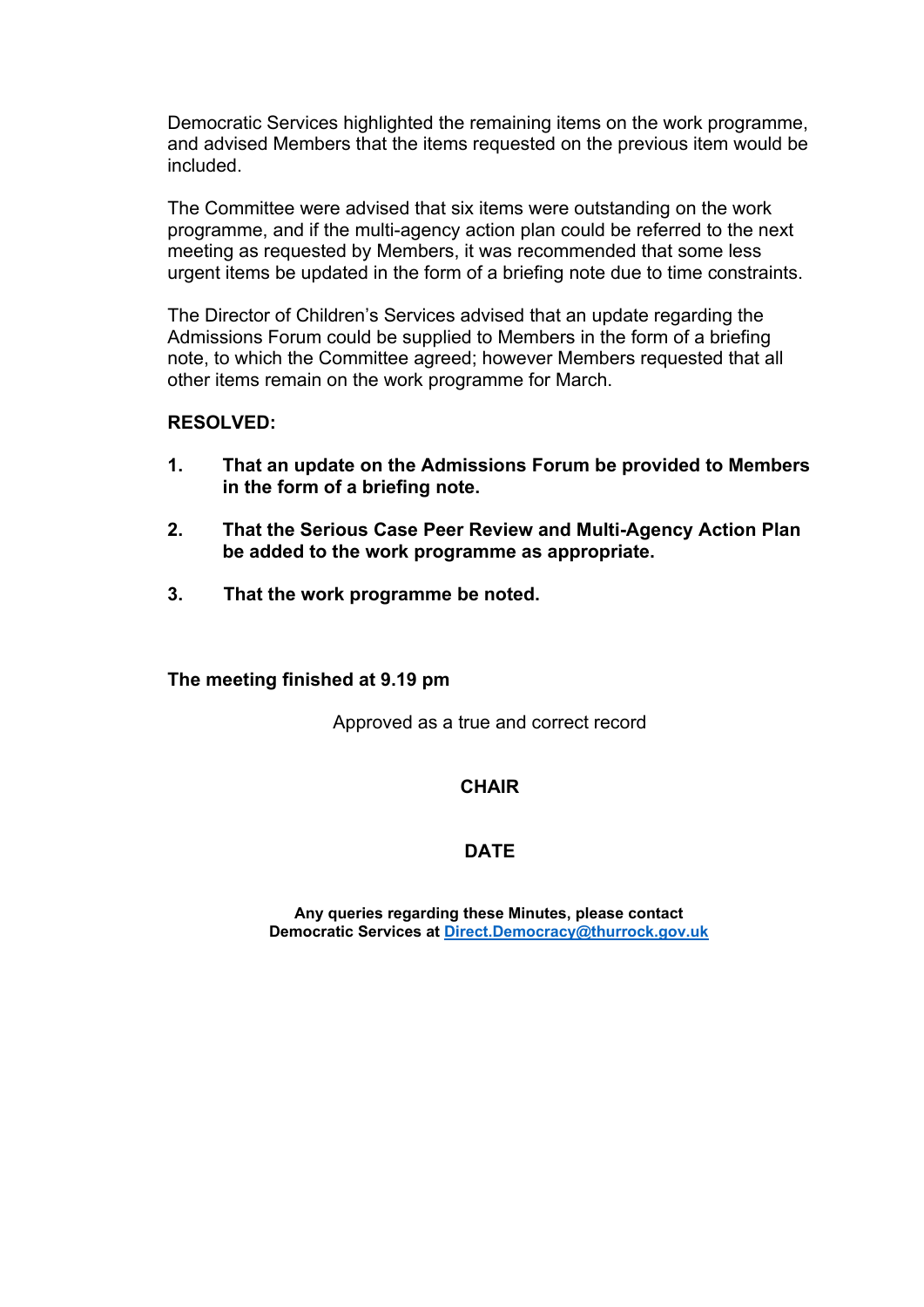Democratic Services highlighted the remaining items on the work programme, and advised Members that the items requested on the previous item would be included.

The Committee were advised that six items were outstanding on the work programme, and if the multi-agency action plan could be referred to the next meeting as requested by Members, it was recommended that some less urgent items be updated in the form of a briefing note due to time constraints.

The Director of Children's Services advised that an update regarding the Admissions Forum could be supplied to Members in the form of a briefing note, to which the Committee agreed; however Members requested that all other items remain on the work programme for March.

**RESOLVED:**

1. **That an update on the Admissions Forum be provided to Members in the form of a briefing note.**

2. **That the Serious Case Peer Review and Multi-Agency Action Plan be added to the work programme as appropriate.**

3. **That the work programme be noted.**

**The meeting finished at 9.19 pm**

Approved as a true and correct record

**CHAIR**

**DATE**

**Any queries regarding these Minutes, please contact Democratic Services at Direct.Democracy@thurrock.gov.uk**